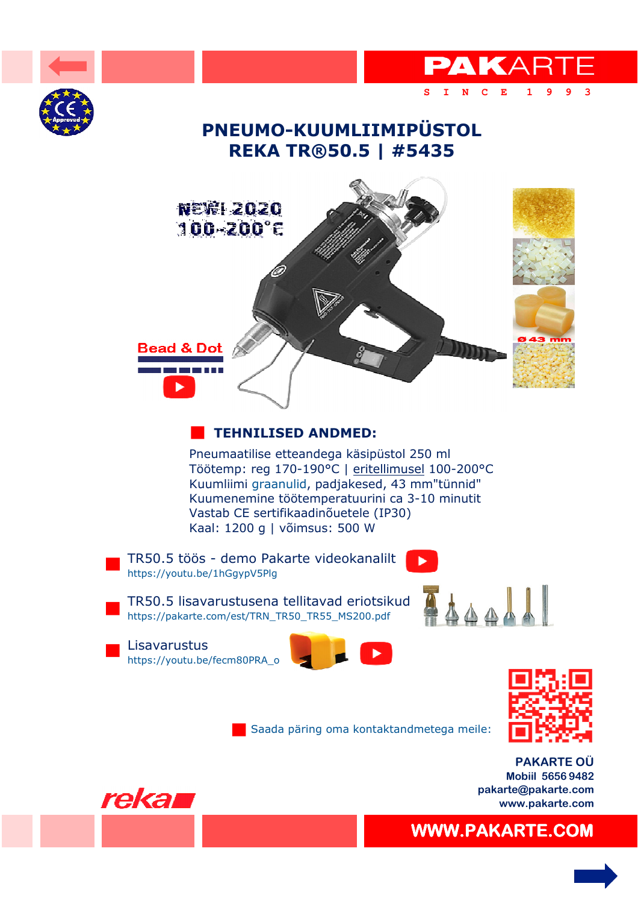PAKARTE
SINCE 1993

# PNEUMO-KUUMLIIMIPÜSTOL
# REKA TR®50.5 | #5435

NEW! 2020
100-200°C

Bead & Dot

Ø 43 mm

## TEHNILISED ANDMED:

Pneumaatilise etteandega käsipüstol 250 ml
Töötemp: reg 170-190°C | eritellimusel 100-200°C
Kuumliimi graanulid, padjakesed, 43 mm"tünnid"
Kuumenemine töötemperatuurini ca 3-10 minutit
Vastab CE sertifikaadinõuetele (IP30)
Kaal: 1200 g | võimsus: 500 W

- TR50.5 töös - demo Pakarte videokanalilt
  https://youtu.be/1hGgypV5Plg
- TR50.5 lisavarustusena tellitavad eriotsikud
  https://pakarte.com/est/TRN_TR50_TR55_MS200.pdf
- Lisavarustus
  https://youtu.be/fecm80PRA_o

Saada päring oma kontaktandmetega meile:

**PAKARTE OÜ**
**Mobiil 5656 9482**
**pakarte@pakarte.com**
**www.pakarte.com**

reka

WWW.PAKARTE.COM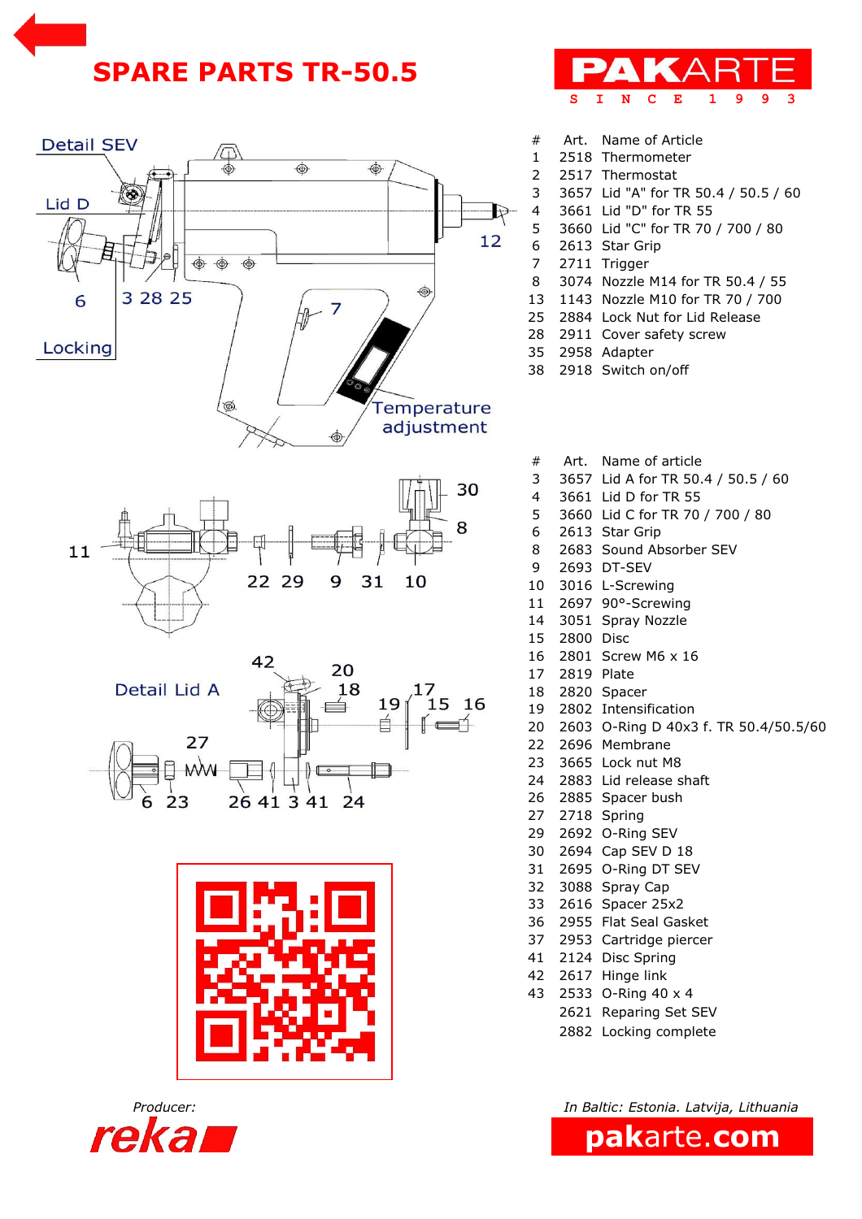# SPARE PARTS TR-50.5

PAKARTE
SINCE 1993

Detail SEV
Lid D
6
3 28 25
12
7
Locking
Temperature adjustment

| # | Art. | Name of Article |
|---|---|---|
| 1 | 2518 | Thermometer |
| 2 | 2517 | Thermostat |
| 3 | 3657 | Lid "A" for TR 50.4 / 50.5 / 60 |
| 4 | 3661 | Lid "D" for TR 55 |
| 5 | 3660 | Lid "C" for TR 70 / 700 / 80 |
| 6 | 2613 | Star Grip |
| 7 | 2711 | Trigger |
| 8 | 3074 | Nozzle M14 for TR 50.4 / 55 |
| 13 | 1143 | Nozzle M10 for TR 70 / 700 |
| 25 | 2884 | Lock Nut for Lid Release |
| 28 | 2911 | Cover safety screw |
| 35 | 2958 | Adapter |
| 38 | 2918 | Switch on/off |

11
30
8
22 29 9 31 10

Detail Lid A
42
20
18
19
17
15 16
27
6 23 26 41 3 41 24

| # | Art. | Name of article |
|---|---|---|
| 3 | 3657 | Lid A for TR 50.4 / 50.5 / 60 |
| 4 | 3661 | Lid D for TR 55 |
| 5 | 3660 | Lid C for TR 70 / 700 / 80 |
| 6 | 2613 | Star Grip |
| 8 | 2683 | Sound Absorber SEV |
| 9 | 2693 | DT-SEV |
| 10 | 3016 | L-Screwing |
| 11 | 2697 | 90°-Screwing |
| 14 | 3051 | Spray Nozzle |
| 15 | 2800 | Disc |
| 16 | 2801 | Screw M6 x 16 |
| 17 | 2819 | Plate |
| 18 | 2820 | Spacer |
| 19 | 2802 | Intensification |
| 20 | 2603 | O-Ring D 40x3 f. TR 50.4/50.5/60 |
| 22 | 2696 | Membrane |
| 23 | 3665 | Lock nut M8 |
| 24 | 2883 | Lid release shaft |
| 26 | 2885 | Spacer bush |
| 27 | 2718 | Spring |
| 29 | 2692 | O-Ring SEV |
| 30 | 2694 | Cap SEV D 18 |
| 31 | 2695 | O-Ring DT SEV |
| 32 | 3088 | Spray Cap |
| 33 | 2616 | Spacer 25x2 |
| 36 | 2955 | Flat Seal Gasket |
| 37 | 2953 | Cartridge piercer |
| 41 | 2124 | Disc Spring |
| 42 | 2617 | Hinge link |
| 43 | 2533 | O-Ring 40 x 4 |
| | 2621 | Reparing Set SEV |
| | 2882 | Locking complete |

*Producer:*
reka

*In Baltic: Estonia. Latvija, Lithuania*
pakarte.com